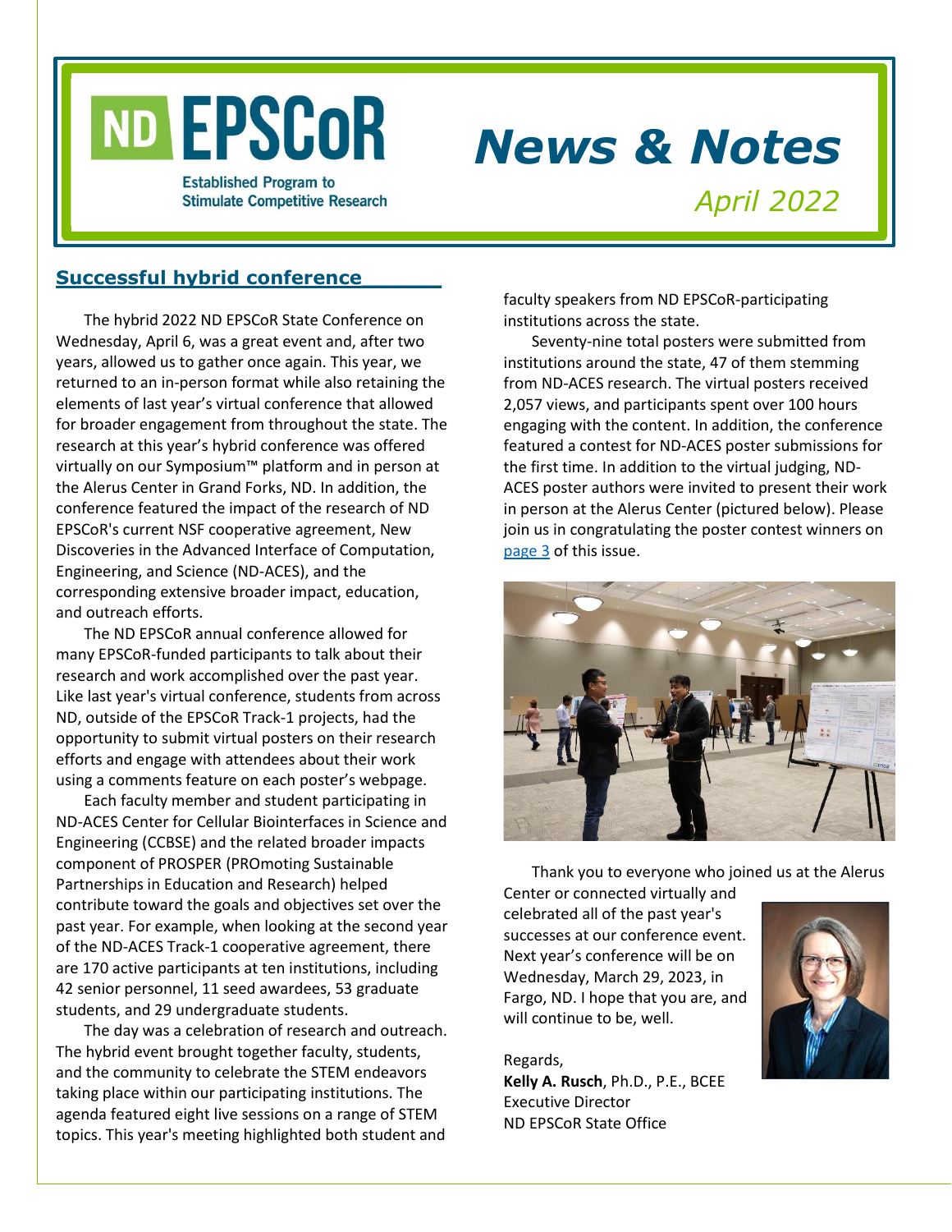# ND EPSCoR

Established Program to Stimulate Competitive Research

# *News & Notes*

*April 2022*

## Successful hybrid conference

The hybrid 2022 ND EPSCoR State Conference on Wednesday, April 6, was a great event and, after two years, allowed us to gather once again. This year, we returned to an in-person format while also retaining the elements of last year's virtual conference that allowed for broader engagement from throughout the state. The research at this year's hybrid conference was offered virtually on our Symposium™ platform and in person at the Alerus Center in Grand Forks, ND. In addition, the conference featured the impact of the research of ND EPSCoR's current NSF cooperative agreement, New Discoveries in the Advanced Interface of Computation, Engineering, and Science (ND-ACES), and the corresponding extensive broader impact, education, and outreach efforts.

The ND EPSCoR annual conference allowed for many EPSCoR-funded participants to talk about their research and work accomplished over the past year. Like last year's virtual conference, students from across ND, outside of the EPSCoR Track-1 projects, had the opportunity to submit virtual posters on their research efforts and engage with attendees about their work using a comments feature on each poster's webpage.

Each faculty member and student participating in ND-ACES Center for Cellular Biointerfaces in Science and Engineering (CCBSE) and the related broader impacts component of PROSPER (PROmoting Sustainable Partnerships in Education and Research) helped contribute toward the goals and objectives set over the past year. For example, when looking at the second year of the ND-ACES Track-1 cooperative agreement, there are 170 active participants at ten institutions, including 42 senior personnel, 11 seed awardees, 53 graduate students, and 29 undergraduate students.

The day was a celebration of research and outreach. The hybrid event brought together faculty, students, and the community to celebrate the STEM endeavors taking place within our participating institutions. The agenda featured eight live sessions on a range of STEM topics. This year's meeting highlighted both student and faculty speakers from ND EPSCoR-participating institutions across the state.

Seventy-nine total posters were submitted from institutions around the state, 47 of them stemming from ND-ACES research. The virtual posters received 2,057 views, and participants spent over 100 hours engaging with the content. In addition, the conference featured a contest for ND-ACES poster submissions for the first time. In addition to the virtual judging, ND-ACES poster authors were invited to present their work in person at the Alerus Center (pictured below). Please join us in congratulating the poster contest winners on page 3 of this issue.

Thank you to everyone who joined us at the Alerus Center or connected virtually and celebrated all of the past year's successes at our conference event. Next year's conference will be on Wednesday, March 29, 2023, in Fargo, ND. I hope that you are, and will continue to be, well.

Regards,
**Kelly A. Rusch**, Ph.D., P.E., BCEE
Executive Director
ND EPSCoR State Office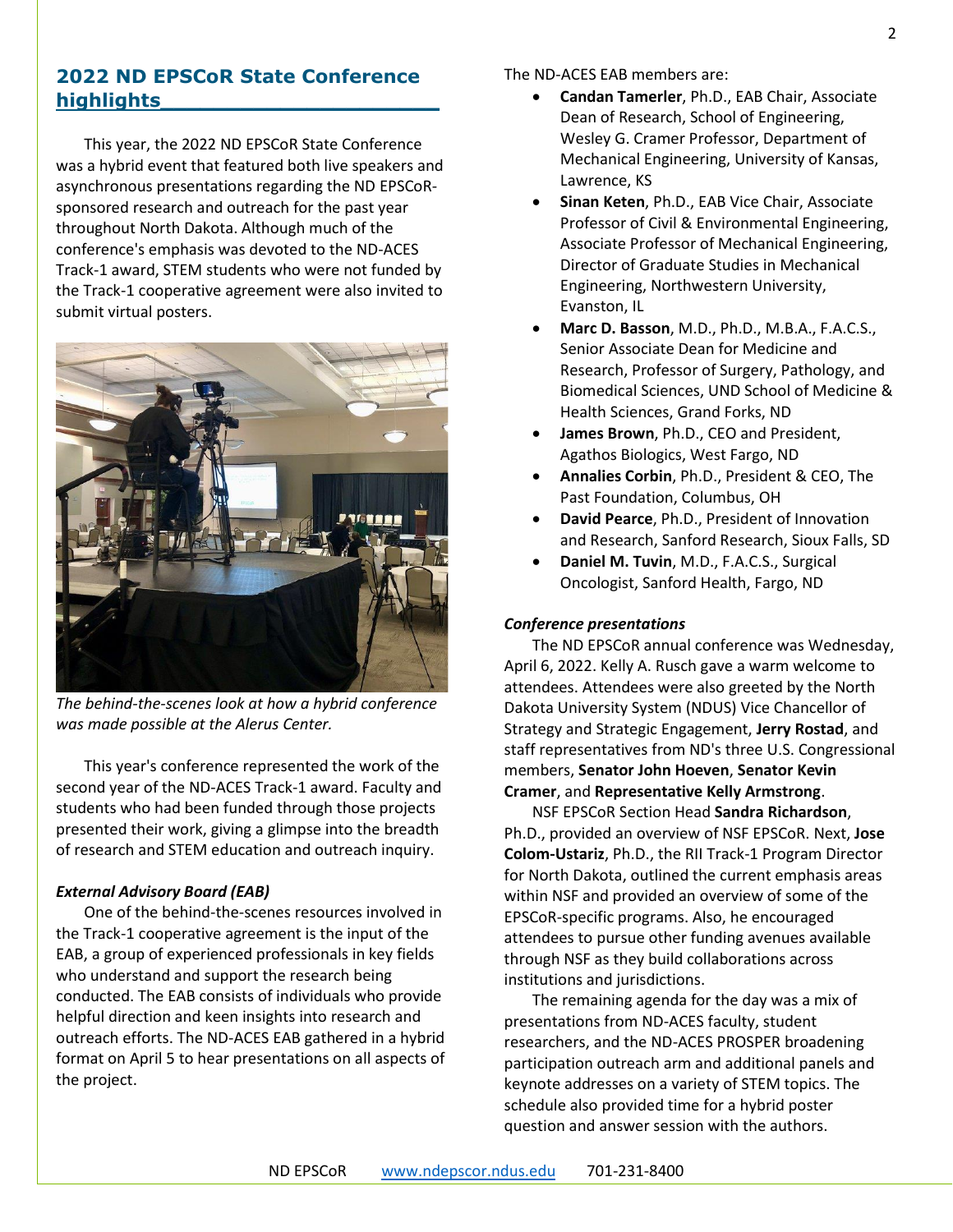## 2022 ND EPSCoR State Conference highlights

This year, the 2022 ND EPSCoR State Conference was a hybrid event that featured both live speakers and asynchronous presentations regarding the ND EPSCoR-sponsored research and outreach for the past year throughout North Dakota. Although much of the conference's emphasis was devoted to the ND-ACES Track-1 award, STEM students who were not funded by the Track-1 cooperative agreement were also invited to submit virtual posters.

*The behind-the-scenes look at how a hybrid conference was made possible at the Alerus Center.*

This year's conference represented the work of the second year of the ND-ACES Track-1 award. Faculty and students who had been funded through those projects presented their work, giving a glimpse into the breadth of research and STEM education and outreach inquiry.

### *External Advisory Board (EAB)*

One of the behind-the-scenes resources involved in the Track-1 cooperative agreement is the input of the EAB, a group of experienced professionals in key fields who understand and support the research being conducted. The EAB consists of individuals who provide helpful direction and keen insights into research and outreach efforts. The ND-ACES EAB gathered in a hybrid format on April 5 to hear presentations on all aspects of the project.

The ND-ACES EAB members are:

- **Candan Tamerler**, Ph.D., EAB Chair, Associate Dean of Research, School of Engineering, Wesley G. Cramer Professor, Department of Mechanical Engineering, University of Kansas, Lawrence, KS
- **Sinan Keten**, Ph.D., EAB Vice Chair, Associate Professor of Civil & Environmental Engineering, Associate Professor of Mechanical Engineering, Director of Graduate Studies in Mechanical Engineering, Northwestern University, Evanston, IL
- **Marc D. Basson**, M.D., Ph.D., M.B.A., F.A.C.S., Senior Associate Dean for Medicine and Research, Professor of Surgery, Pathology, and Biomedical Sciences, UND School of Medicine & Health Sciences, Grand Forks, ND
- **James Brown**, Ph.D., CEO and President, Agathos Biologics, West Fargo, ND
- **Annalies Corbin**, Ph.D., President & CEO, The Past Foundation, Columbus, OH
- **David Pearce**, Ph.D., President of Innovation and Research, Sanford Research, Sioux Falls, SD
- **Daniel M. Tuvin**, M.D., F.A.C.S., Surgical Oncologist, Sanford Health, Fargo, ND

### *Conference presentations*

The ND EPSCoR annual conference was Wednesday, April 6, 2022. Kelly A. Rusch gave a warm welcome to attendees. Attendees were also greeted by the North Dakota University System (NDUS) Vice Chancellor of Strategy and Strategic Engagement, **Jerry Rostad**, and staff representatives from ND's three U.S. Congressional members, **Senator John Hoeven**, **Senator Kevin Cramer**, and **Representative Kelly Armstrong**.

NSF EPSCoR Section Head **Sandra Richardson**, Ph.D., provided an overview of NSF EPSCoR. Next, **Jose Colom-Ustariz**, Ph.D., the RII Track-1 Program Director for North Dakota, outlined the current emphasis areas within NSF and provided an overview of some of the EPSCoR-specific programs. Also, he encouraged attendees to pursue other funding avenues available through NSF as they build collaborations across institutions and jurisdictions.

The remaining agenda for the day was a mix of presentations from ND-ACES faculty, student researchers, and the ND-ACES PROSPER broadening participation outreach arm and additional panels and keynote addresses on a variety of STEM topics. The schedule also provided time for a hybrid poster question and answer session with the authors.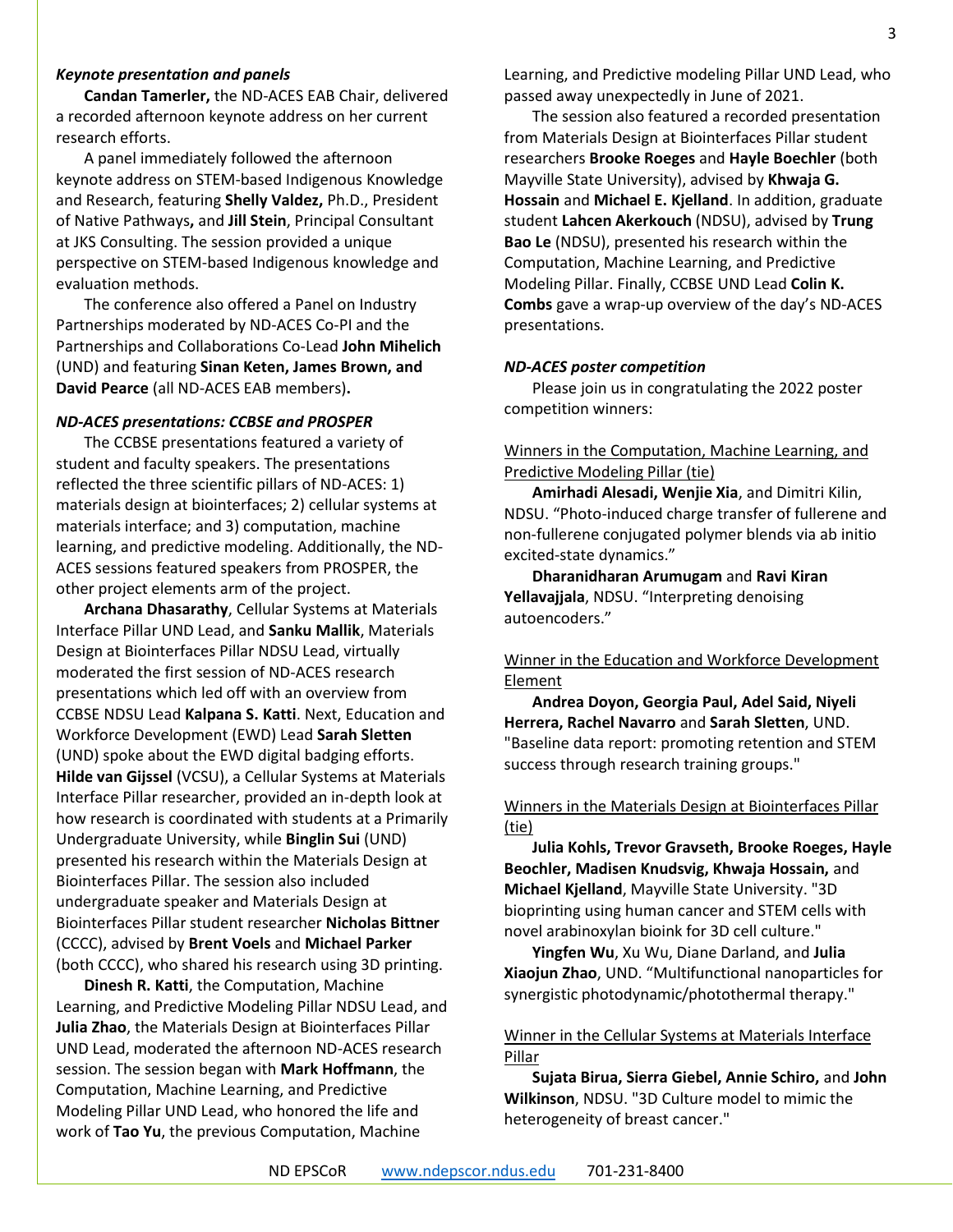### *Keynote presentation and panels*

**Candan Tamerler,** the ND-ACES EAB Chair, delivered a recorded afternoon keynote address on her current research efforts.

A panel immediately followed the afternoon keynote address on STEM-based Indigenous Knowledge and Research, featuring **Shelly Valdez,** Ph.D., President of Native Pathways**,** and **Jill Stein**, Principal Consultant at JKS Consulting. The session provided a unique perspective on STEM-based Indigenous knowledge and evaluation methods.

The conference also offered a Panel on Industry Partnerships moderated by ND-ACES Co-PI and the Partnerships and Collaborations Co-Lead **John Mihelich** (UND) and featuring **Sinan Keten, James Brown, and David Pearce** (all ND-ACES EAB members)**.**

### *ND-ACES presentations: CCBSE and PROSPER*

The CCBSE presentations featured a variety of student and faculty speakers. The presentations reflected the three scientific pillars of ND-ACES: 1) materials design at biointerfaces; 2) cellular systems at materials interface; and 3) computation, machine learning, and predictive modeling. Additionally, the ND-ACES sessions featured speakers from PROSPER, the other project elements arm of the project.

**Archana Dhasarathy**, Cellular Systems at Materials Interface Pillar UND Lead, and **Sanku Mallik**, Materials Design at Biointerfaces Pillar NDSU Lead, virtually moderated the first session of ND-ACES research presentations which led off with an overview from CCBSE NDSU Lead **Kalpana S. Katti**. Next, Education and Workforce Development (EWD) Lead **Sarah Sletten** (UND) spoke about the EWD digital badging efforts. **Hilde van Gijssel** (VCSU), a Cellular Systems at Materials Interface Pillar researcher, provided an in-depth look at how research is coordinated with students at a Primarily Undergraduate University, while **Binglin Sui** (UND) presented his research within the Materials Design at Biointerfaces Pillar. The session also included undergraduate speaker and Materials Design at Biointerfaces Pillar student researcher **Nicholas Bittner** (CCCC), advised by **Brent Voels** and **Michael Parker** (both CCCC), who shared his research using 3D printing.

**Dinesh R. Katti**, the Computation, Machine Learning, and Predictive Modeling Pillar NDSU Lead, and **Julia Zhao**, the Materials Design at Biointerfaces Pillar UND Lead, moderated the afternoon ND-ACES research session. The session began with **Mark Hoffmann**, the Computation, Machine Learning, and Predictive Modeling Pillar UND Lead, who honored the life and work of **Tao Yu**, the previous Computation, Machine Learning, and Predictive modeling Pillar UND Lead, who passed away unexpectedly in June of 2021.

The session also featured a recorded presentation from Materials Design at Biointerfaces Pillar student researchers **Brooke Roeges** and **Hayle Boechler** (both Mayville State University), advised by **Khwaja G. Hossain** and **Michael E. Kjelland**. In addition, graduate student **Lahcen Akerkouch** (NDSU), advised by **Trung Bao Le** (NDSU), presented his research within the Computation, Machine Learning, and Predictive Modeling Pillar. Finally, CCBSE UND Lead **Colin K. Combs** gave a wrap-up overview of the day's ND-ACES presentations.

### *ND-ACES poster competition*

Please join us in congratulating the 2022 poster competition winners:

Winners in the Computation, Machine Learning, and Predictive Modeling Pillar (tie)

**Amirhadi Alesadi, Wenjie Xia**, and Dimitri Kilin, NDSU. "Photo-induced charge transfer of fullerene and non-fullerene conjugated polymer blends via ab initio excited-state dynamics."

**Dharanidharan Arumugam** and **Ravi Kiran Yellavajjala**, NDSU. "Interpreting denoising autoencoders."

Winner in the Education and Workforce Development Element

**Andrea Doyon, Georgia Paul, Adel Said, Niyeli Herrera, Rachel Navarro** and **Sarah Sletten**, UND. "Baseline data report: promoting retention and STEM success through research training groups."

Winners in the Materials Design at Biointerfaces Pillar (tie)

**Julia Kohls, Trevor Gravseth, Brooke Roeges, Hayle Beochler, Madisen Knudsvig, Khwaja Hossain,** and **Michael Kjelland**, Mayville State University. "3D bioprinting using human cancer and STEM cells with novel arabinoxylan bioink for 3D cell culture."

**Yingfen Wu**, Xu Wu, Diane Darland, and **Julia Xiaojun Zhao**, UND. "Multifunctional nanoparticles for synergistic photodynamic/photothermal therapy."

Winner in the Cellular Systems at Materials Interface Pillar

**Sujata Birua, Sierra Giebel, Annie Schiro,** and **John Wilkinson**, NDSU. "3D Culture model to mimic the heterogeneity of breast cancer."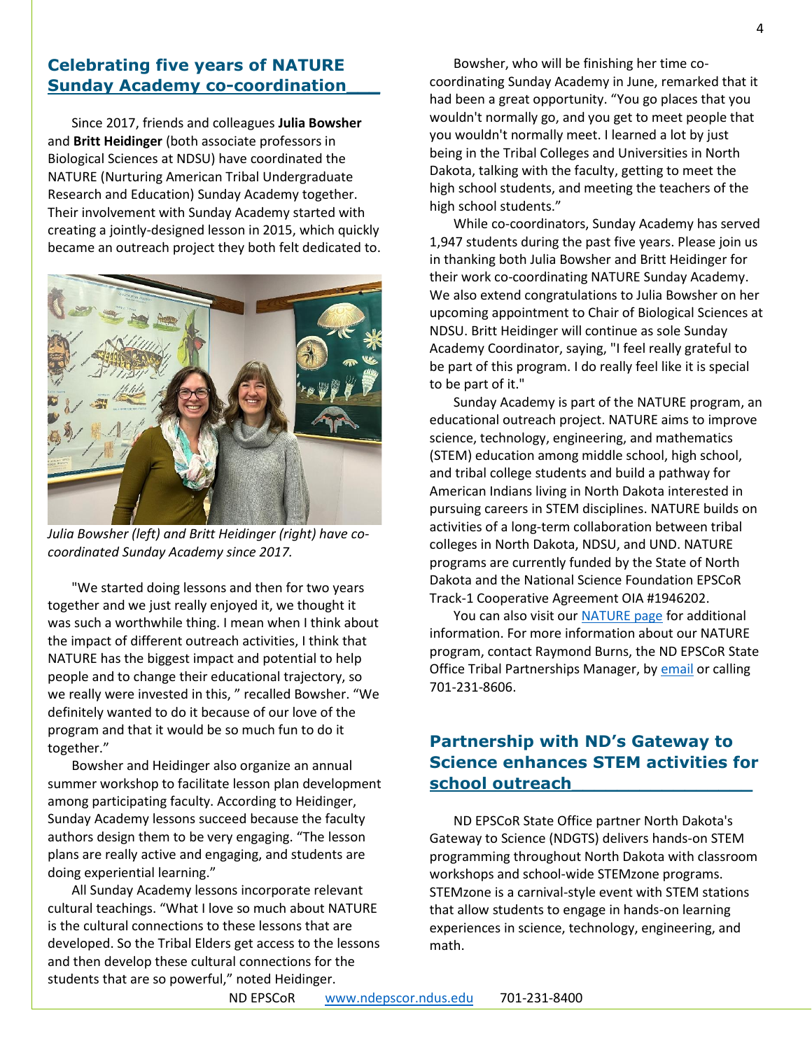## Celebrating five years of NATURE Sunday Academy co-coordination

Since 2017, friends and colleagues **Julia Bowsher** and **Britt Heidinger** (both associate professors in Biological Sciences at NDSU) have coordinated the NATURE (Nurturing American Tribal Undergraduate Research and Education) Sunday Academy together. Their involvement with Sunday Academy started with creating a jointly-designed lesson in 2015, which quickly became an outreach project they both felt dedicated to.

*Julia Bowsher (left) and Britt Heidinger (right) have co-coordinated Sunday Academy since 2017.*

"We started doing lessons and then for two years together and we just really enjoyed it, we thought it was such a worthwhile thing. I mean when I think about the impact of different outreach activities, I think that NATURE has the biggest impact and potential to help people and to change their educational trajectory, so we really were invested in this, " recalled Bowsher. "We definitely wanted to do it because of our love of the program and that it would be so much fun to do it together."

Bowsher and Heidinger also organize an annual summer workshop to facilitate lesson plan development among participating faculty. According to Heidinger, Sunday Academy lessons succeed because the faculty authors design them to be very engaging. "The lesson plans are really active and engaging, and students are doing experiential learning."

All Sunday Academy lessons incorporate relevant cultural teachings. "What I love so much about NATURE is the cultural connections to these lessons that are developed. So the Tribal Elders get access to the lessons and then develop these cultural connections for the students that are so powerful," noted Heidinger.

Bowsher, who will be finishing her time co-coordinating Sunday Academy in June, remarked that it had been a great opportunity. "You go places that you wouldn't normally go, and you get to meet people that you wouldn't normally meet. I learned a lot by just being in the Tribal Colleges and Universities in North Dakota, talking with the faculty, getting to meet the high school students, and meeting the teachers of the high school students."

While co-coordinators, Sunday Academy has served 1,947 students during the past five years. Please join us in thanking both Julia Bowsher and Britt Heidinger for their work co-coordinating NATURE Sunday Academy. We also extend congratulations to Julia Bowsher on her upcoming appointment to Chair of Biological Sciences at NDSU. Britt Heidinger will continue as sole Sunday Academy Coordinator, saying, "I feel really grateful to be part of this program. I do really feel like it is special to be part of it."

Sunday Academy is part of the NATURE program, an educational outreach project. NATURE aims to improve science, technology, engineering, and mathematics (STEM) education among middle school, high school, and tribal college students and build a pathway for American Indians living in North Dakota interested in pursuing careers in STEM disciplines. NATURE builds on activities of a long-term collaboration between tribal colleges in North Dakota, NDSU, and UND. NATURE programs are currently funded by the State of North Dakota and the National Science Foundation EPSCoR Track-1 Cooperative Agreement OIA #1946202.

You can also visit our NATURE page for additional information. For more information about our NATURE program, contact Raymond Burns, the ND EPSCoR State Office Tribal Partnerships Manager, by email or calling 701-231-8606.

## Partnership with ND's Gateway to Science enhances STEM activities for school outreach

ND EPSCoR State Office partner North Dakota's Gateway to Science (NDGTS) delivers hands-on STEM programming throughout North Dakota with classroom workshops and school-wide STEMzone programs. STEMzone is a carnival-style event with STEM stations that allow students to engage in hands-on learning experiences in science, technology, engineering, and math.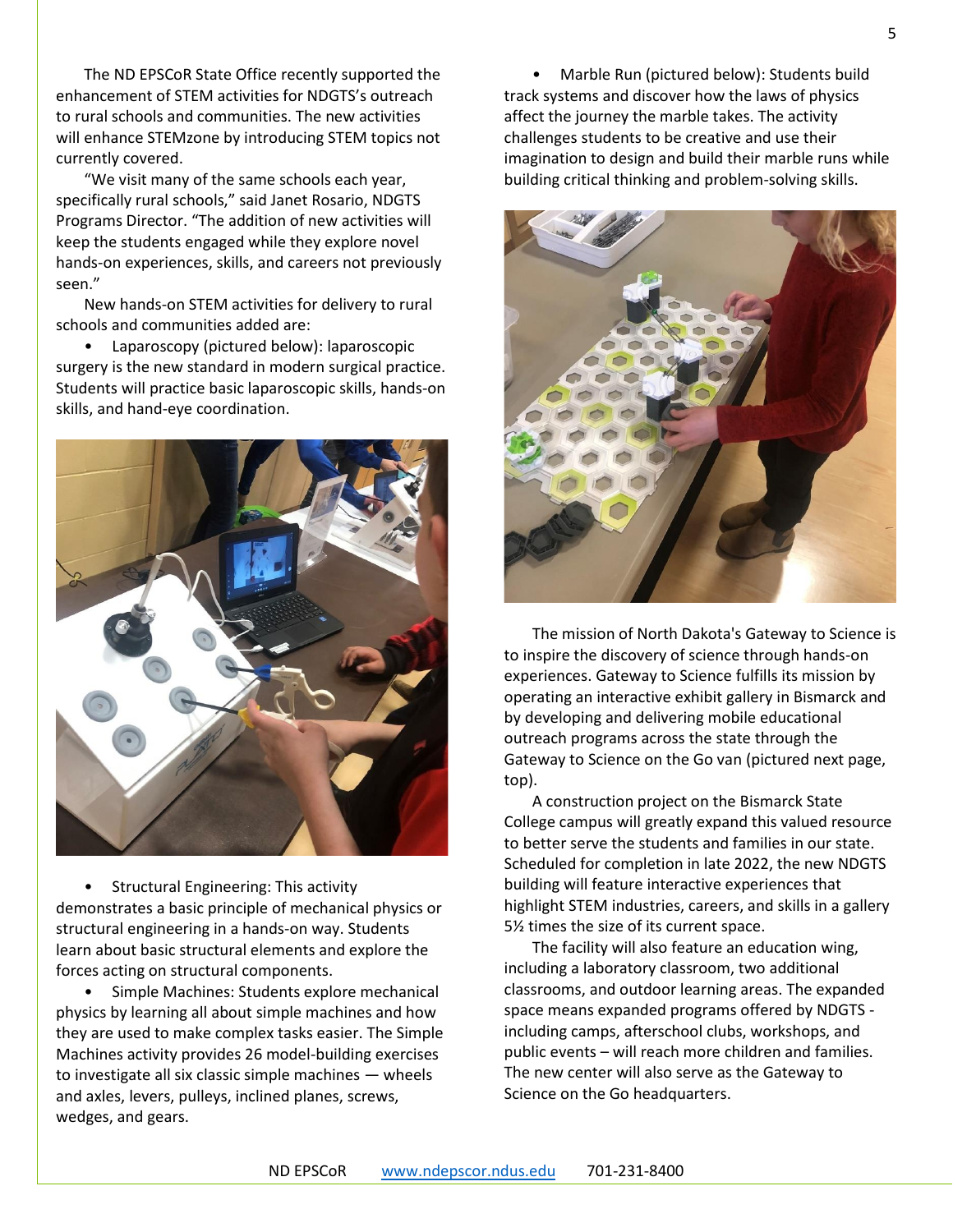The ND EPSCoR State Office recently supported the enhancement of STEM activities for NDGTS's outreach to rural schools and communities. The new activities will enhance STEMzone by introducing STEM topics not currently covered.

"We visit many of the same schools each year, specifically rural schools," said Janet Rosario, NDGTS Programs Director. "The addition of new activities will keep the students engaged while they explore novel hands-on experiences, skills, and careers not previously seen."

New hands-on STEM activities for delivery to rural schools and communities added are:

- Laparoscopy (pictured below): laparoscopic surgery is the new standard in modern surgical practice. Students will practice basic laparoscopic skills, hands-on skills, and hand-eye coordination.
- Structural Engineering: This activity demonstrates a basic principle of mechanical physics or structural engineering in a hands-on way. Students learn about basic structural elements and explore the forces acting on structural components.
- Simple Machines: Students explore mechanical physics by learning all about simple machines and how they are used to make complex tasks easier. The Simple Machines activity provides 26 model-building exercises to investigate all six classic simple machines — wheels and axles, levers, pulleys, inclined planes, screws, wedges, and gears.
- Marble Run (pictured below): Students build track systems and discover how the laws of physics affect the journey the marble takes. The activity challenges students to be creative and use their imagination to design and build their marble runs while building critical thinking and problem-solving skills.

The mission of North Dakota's Gateway to Science is to inspire the discovery of science through hands-on experiences. Gateway to Science fulfills its mission by operating an interactive exhibit gallery in Bismarck and by developing and delivering mobile educational outreach programs across the state through the Gateway to Science on the Go van (pictured next page, top).

A construction project on the Bismarck State College campus will greatly expand this valued resource to better serve the students and families in our state. Scheduled for completion in late 2022, the new NDGTS building will feature interactive experiences that highlight STEM industries, careers, and skills in a gallery 5½ times the size of its current space.

The facility will also feature an education wing, including a laboratory classroom, two additional classrooms, and outdoor learning areas. The expanded space means expanded programs offered by NDGTS - including camps, afterschool clubs, workshops, and public events – will reach more children and families. The new center will also serve as the Gateway to Science on the Go headquarters.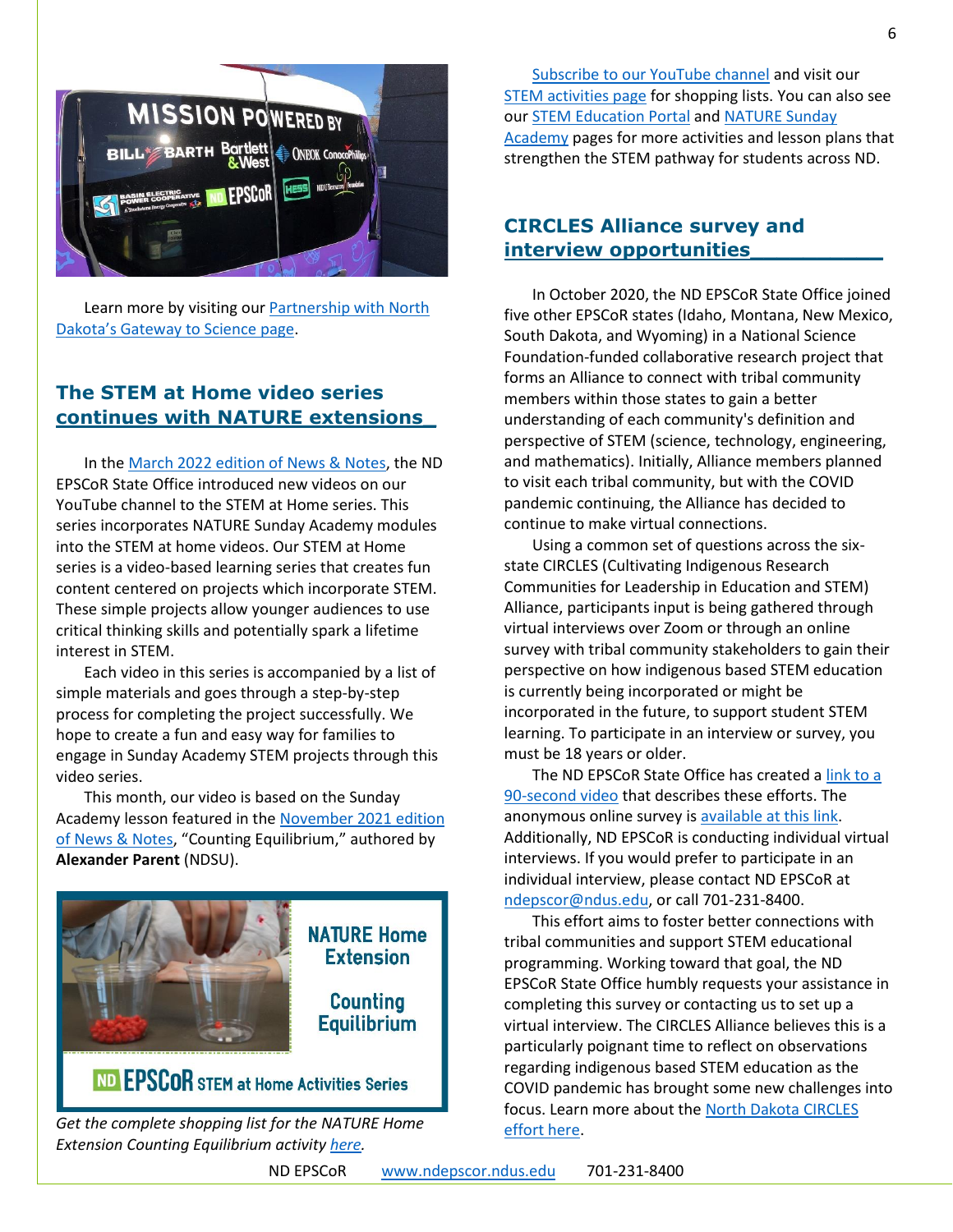Learn more by visiting our Partnership with North Dakota's Gateway to Science page.

## The STEM at Home video series continues with NATURE extensions

In the March 2022 edition of News & Notes, the ND EPSCoR State Office introduced new videos on our YouTube channel to the STEM at Home series. This series incorporates NATURE Sunday Academy modules into the STEM at home videos. Our STEM at Home series is a video-based learning series that creates fun content centered on projects which incorporate STEM. These simple projects allow younger audiences to use critical thinking skills and potentially spark a lifetime interest in STEM.

Each video in this series is accompanied by a list of simple materials and goes through a step-by-step process for completing the project successfully. We hope to create a fun and easy way for families to engage in Sunday Academy STEM projects through this video series.

This month, our video is based on the Sunday Academy lesson featured in the November 2021 edition of News & Notes, "Counting Equilibrium," authored by **Alexander Parent** (NDSU).

*Get the complete shopping list for the NATURE Home Extension Counting Equilibrium activity here.*

Subscribe to our YouTube channel and visit our STEM activities page for shopping lists. You can also see our STEM Education Portal and NATURE Sunday Academy pages for more activities and lesson plans that strengthen the STEM pathway for students across ND.

## CIRCLES Alliance survey and interview opportunities

In October 2020, the ND EPSCoR State Office joined five other EPSCoR states (Idaho, Montana, New Mexico, South Dakota, and Wyoming) in a National Science Foundation-funded collaborative research project that forms an Alliance to connect with tribal community members within those states to gain a better understanding of each community's definition and perspective of STEM (science, technology, engineering, and mathematics). Initially, Alliance members planned to visit each tribal community, but with the COVID pandemic continuing, the Alliance has decided to continue to make virtual connections.

Using a common set of questions across the six-state CIRCLES (Cultivating Indigenous Research Communities for Leadership in Education and STEM) Alliance, participants input is being gathered through virtual interviews over Zoom or through an online survey with tribal community stakeholders to gain their perspective on how indigenous based STEM education is currently being incorporated or might be incorporated in the future, to support student STEM learning. To participate in an interview or survey, you must be 18 years or older.

The ND EPSCoR State Office has created a link to a 90-second video that describes these efforts. The anonymous online survey is available at this link. Additionally, ND EPSCoR is conducting individual virtual interviews. If you would prefer to participate in an individual interview, please contact ND EPSCoR at ndepscor@ndus.edu, or call 701-231-8400.

This effort aims to foster better connections with tribal communities and support STEM educational programming. Working toward that goal, the ND EPSCoR State Office humbly requests your assistance in completing this survey or contacting us to set up a virtual interview. The CIRCLES Alliance believes this is a particularly poignant time to reflect on observations regarding indigenous based STEM education as the COVID pandemic has brought some new challenges into focus. Learn more about the North Dakota CIRCLES effort here.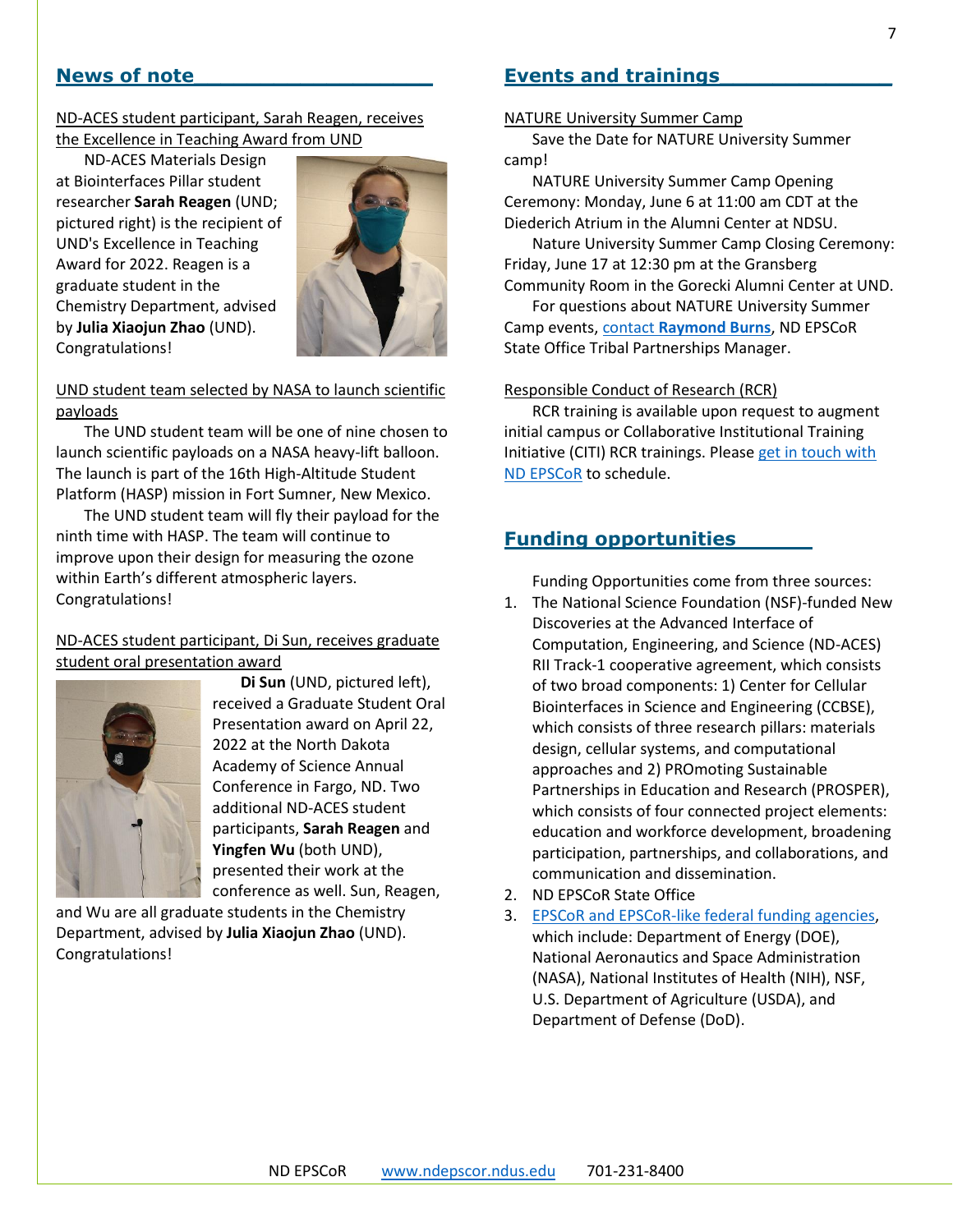## News of note

ND-ACES student participant, Sarah Reagen, receives the Excellence in Teaching Award from UND

ND-ACES Materials Design at Biointerfaces Pillar student researcher **Sarah Reagen** (UND; pictured right) is the recipient of UND's Excellence in Teaching Award for 2022. Reagen is a graduate student in the Chemistry Department, advised by **Julia Xiaojun Zhao** (UND). Congratulations!

UND student team selected by NASA to launch scientific payloads

The UND student team will be one of nine chosen to launch scientific payloads on a NASA heavy-lift balloon. The launch is part of the 16th High-Altitude Student Platform (HASP) mission in Fort Sumner, New Mexico.

The UND student team will fly their payload for the ninth time with HASP. The team will continue to improve upon their design for measuring the ozone within Earth's different atmospheric layers. Congratulations!

ND-ACES student participant, Di Sun, receives graduate student oral presentation award

**Di Sun** (UND, pictured left), received a Graduate Student Oral Presentation award on April 22, 2022 at the North Dakota Academy of Science Annual Conference in Fargo, ND. Two additional ND-ACES student participants, **Sarah Reagen** and **Yingfen Wu** (both UND), presented their work at the conference as well. Sun, Reagen, and Wu are all graduate students in the Chemistry Department, advised by **Julia Xiaojun Zhao** (UND). Congratulations!

## Events and trainings

NATURE University Summer Camp

Save the Date for NATURE University Summer camp!

NATURE University Summer Camp Opening Ceremony: Monday, June 6 at 11:00 am CDT at the Diederich Atrium in the Alumni Center at NDSU.

Nature University Summer Camp Closing Ceremony: Friday, June 17 at 12:30 pm at the Gransberg Community Room in the Gorecki Alumni Center at UND.

For questions about NATURE University Summer Camp events, contact **Raymond Burns**, ND EPSCoR State Office Tribal Partnerships Manager.

Responsible Conduct of Research (RCR)

RCR training is available upon request to augment initial campus or Collaborative Institutional Training Initiative (CITI) RCR trainings. Please get in touch with ND EPSCoR to schedule.

## Funding opportunities

Funding Opportunities come from three sources:

1. The National Science Foundation (NSF)-funded New Discoveries at the Advanced Interface of Computation, Engineering, and Science (ND-ACES) RII Track-1 cooperative agreement, which consists of two broad components: 1) Center for Cellular Biointerfaces in Science and Engineering (CCBSE), which consists of three research pillars: materials design, cellular systems, and computational approaches and 2) PROmoting Sustainable Partnerships in Education and Research (PROSPER), which consists of four connected project elements: education and workforce development, broadening participation, partnerships, and collaborations, and communication and dissemination.
2. ND EPSCoR State Office
3. EPSCoR and EPSCoR-like federal funding agencies, which include: Department of Energy (DOE), National Aeronautics and Space Administration (NASA), National Institutes of Health (NIH), NSF, U.S. Department of Agriculture (USDA), and Department of Defense (DoD).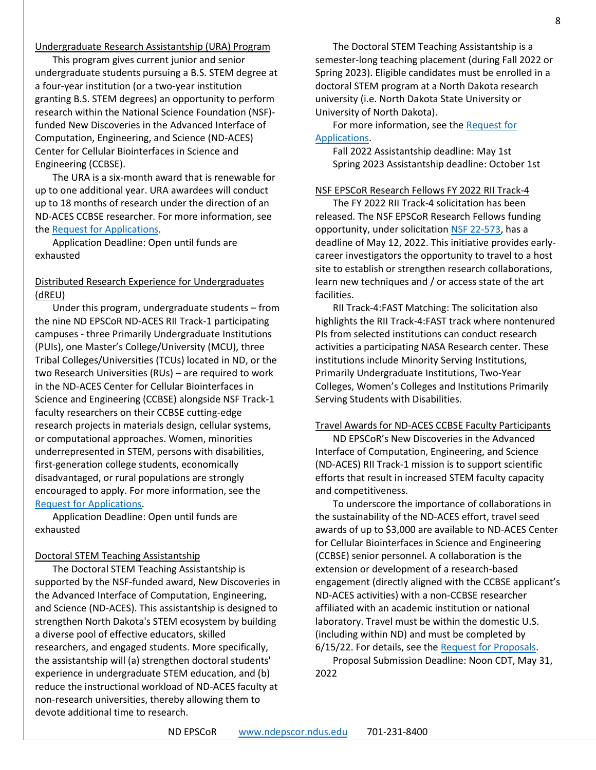## Undergraduate Research Assistantship (URA) Program

This program gives current junior and senior undergraduate students pursuing a B.S. STEM degree at a four-year institution (or a two-year institution granting B.S. STEM degrees) an opportunity to perform research within the National Science Foundation (NSF)-funded New Discoveries in the Advanced Interface of Computation, Engineering, and Science (ND-ACES) Center for Cellular Biointerfaces in Science and Engineering (CCBSE).

The URA is a six-month award that is renewable for up to one additional year. URA awardees will conduct up to 18 months of research under the direction of an ND-ACES CCBSE researcher. For more information, see the Request for Applications.

Application Deadline: Open until funds are exhausted

## Distributed Research Experience for Undergraduates (dREU)

Under this program, undergraduate students – from the nine ND EPSCoR ND-ACES RII Track-1 participating campuses - three Primarily Undergraduate Institutions (PUIs), one Master's College/University (MCU), three Tribal Colleges/Universities (TCUs) located in ND, or the two Research Universities (RUs) – are required to work in the ND-ACES Center for Cellular Biointerfaces in Science and Engineering (CCBSE) alongside NSF Track-1 faculty researchers on their CCBSE cutting-edge research projects in materials design, cellular systems, or computational approaches. Women, minorities underrepresented in STEM, persons with disabilities, first-generation college students, economically disadvantaged, or rural populations are strongly encouraged to apply. For more information, see the Request for Applications.

Application Deadline: Open until funds are exhausted

## Doctoral STEM Teaching Assistantship

The Doctoral STEM Teaching Assistantship is supported by the NSF-funded award, New Discoveries in the Advanced Interface of Computation, Engineering, and Science (ND-ACES). This assistantship is designed to strengthen North Dakota's STEM ecosystem by building a diverse pool of effective educators, skilled researchers, and engaged students. More specifically, the assistantship will (a) strengthen doctoral students' experience in undergraduate STEM education, and (b) reduce the instructional workload of ND-ACES faculty at non-research universities, thereby allowing them to devote additional time to research.

The Doctoral STEM Teaching Assistantship is a semester-long teaching placement (during Fall 2022 or Spring 2023). Eligible candidates must be enrolled in a doctoral STEM program at a North Dakota research university (i.e. North Dakota State University or University of North Dakota).

For more information, see the Request for Applications.

Fall 2022 Assistantship deadline: May 1st
Spring 2023 Assistantship deadline: October 1st

## NSF EPSCoR Research Fellows FY 2022 RII Track-4

The FY 2022 RII Track-4 solicitation has been released. The NSF EPSCoR Research Fellows funding opportunity, under solicitation NSF 22-573, has a deadline of May 12, 2022. This initiative provides early-career investigators the opportunity to travel to a host site to establish or strengthen research collaborations, learn new techniques and / or access state of the art facilities.

RII Track-4:FAST Matching: The solicitation also highlights the RII Track-4:FAST track where nontenured PIs from selected institutions can conduct research activities a participating NASA Research center. These institutions include Minority Serving Institutions, Primarily Undergraduate Institutions, Two-Year Colleges, Women's Colleges and Institutions Primarily Serving Students with Disabilities.

## Travel Awards for ND-ACES CCBSE Faculty Participants

ND EPSCoR's New Discoveries in the Advanced Interface of Computation, Engineering, and Science (ND-ACES) RII Track-1 mission is to support scientific efforts that result in increased STEM faculty capacity and competitiveness.

To underscore the importance of collaborations in the sustainability of the ND-ACES effort, travel seed awards of up to $3,000 are available to ND-ACES Center for Cellular Biointerfaces in Science and Engineering (CCBSE) senior personnel. A collaboration is the extension or development of a research-based engagement (directly aligned with the CCBSE applicant's ND-ACES activities) with a non-CCBSE researcher affiliated with an academic institution or national laboratory. Travel must be within the domestic U.S. (including within ND) and must be completed by 6/15/22. For details, see the Request for Proposals.

Proposal Submission Deadline: Noon CDT, May 31, 2022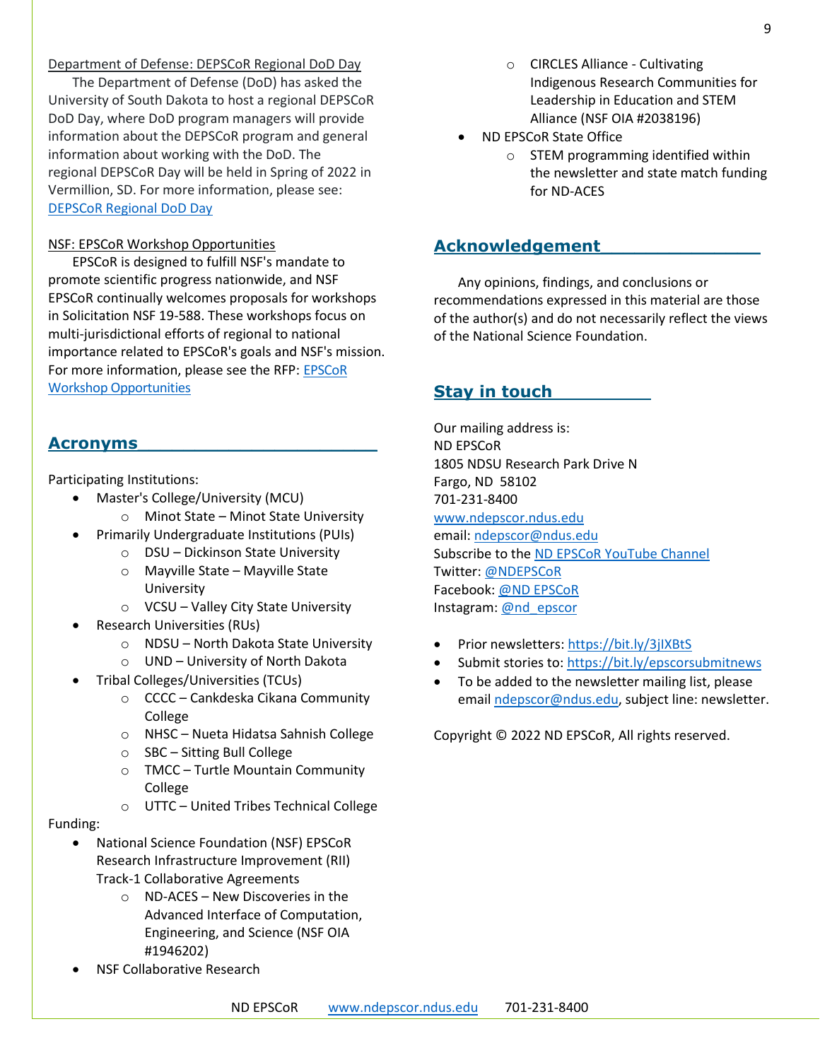Department of Defense: DEPSCoR Regional DoD Day

The Department of Defense (DoD) has asked the University of South Dakota to host a regional DEPSCoR DoD Day, where DoD program managers will provide information about the DEPSCoR program and general information about working with the DoD. The regional DEPSCoR Day will be held in Spring of 2022 in Vermillion, SD. For more information, please see: DEPSCoR Regional DoD Day

NSF: EPSCoR Workshop Opportunities

EPSCoR is designed to fulfill NSF's mandate to promote scientific progress nationwide, and NSF EPSCoR continually welcomes proposals for workshops in Solicitation NSF 19-588. These workshops focus on multi-jurisdictional efforts of regional to national importance related to EPSCoR's goals and NSF's mission. For more information, please see the RFP: EPSCoR Workshop Opportunities

## Acronyms

Participating Institutions:

- Master's College/University (MCU)
  - Minot State – Minot State University
- Primarily Undergraduate Institutions (PUIs)
  - DSU – Dickinson State University
  - Mayville State – Mayville State University
  - VCSU – Valley City State University
- Research Universities (RUs)
  - NDSU – North Dakota State University
  - UND – University of North Dakota
- Tribal Colleges/Universities (TCUs)
  - CCCC – Cankdeska Cikana Community College
  - NHSC – Nueta Hidatsa Sahnish College
  - SBC – Sitting Bull College
  - TMCC – Turtle Mountain Community College
  - UTTC – United Tribes Technical College

Funding:

- National Science Foundation (NSF) EPSCoR Research Infrastructure Improvement (RII) Track-1 Collaborative Agreements
  - ND-ACES – New Discoveries in the Advanced Interface of Computation, Engineering, and Science (NSF OIA #1946202)
- NSF Collaborative Research
  - CIRCLES Alliance - Cultivating Indigenous Research Communities for Leadership in Education and STEM Alliance (NSF OIA #2038196)
- ND EPSCoR State Office
  - STEM programming identified within the newsletter and state match funding for ND-ACES

## Acknowledgement

Any opinions, findings, and conclusions or recommendations expressed in this material are those of the author(s) and do not necessarily reflect the views of the National Science Foundation.

## Stay in touch

Our mailing address is:
ND EPSCoR
1805 NDSU Research Park Drive N
Fargo, ND 58102
701-231-8400
www.ndepscor.ndus.edu
email: ndepscor@ndus.edu
Subscribe to the ND EPSCoR YouTube Channel
Twitter: @NDEPSCoR
Facebook: @ND EPSCoR
Instagram: @nd_epscor

- Prior newsletters: https://bit.ly/3jIXBtS
- Submit stories to: https://bit.ly/epscorsubmitnews
- To be added to the newsletter mailing list, please email ndepscor@ndus.edu, subject line: newsletter.

Copyright © 2022 ND EPSCoR, All rights reserved.